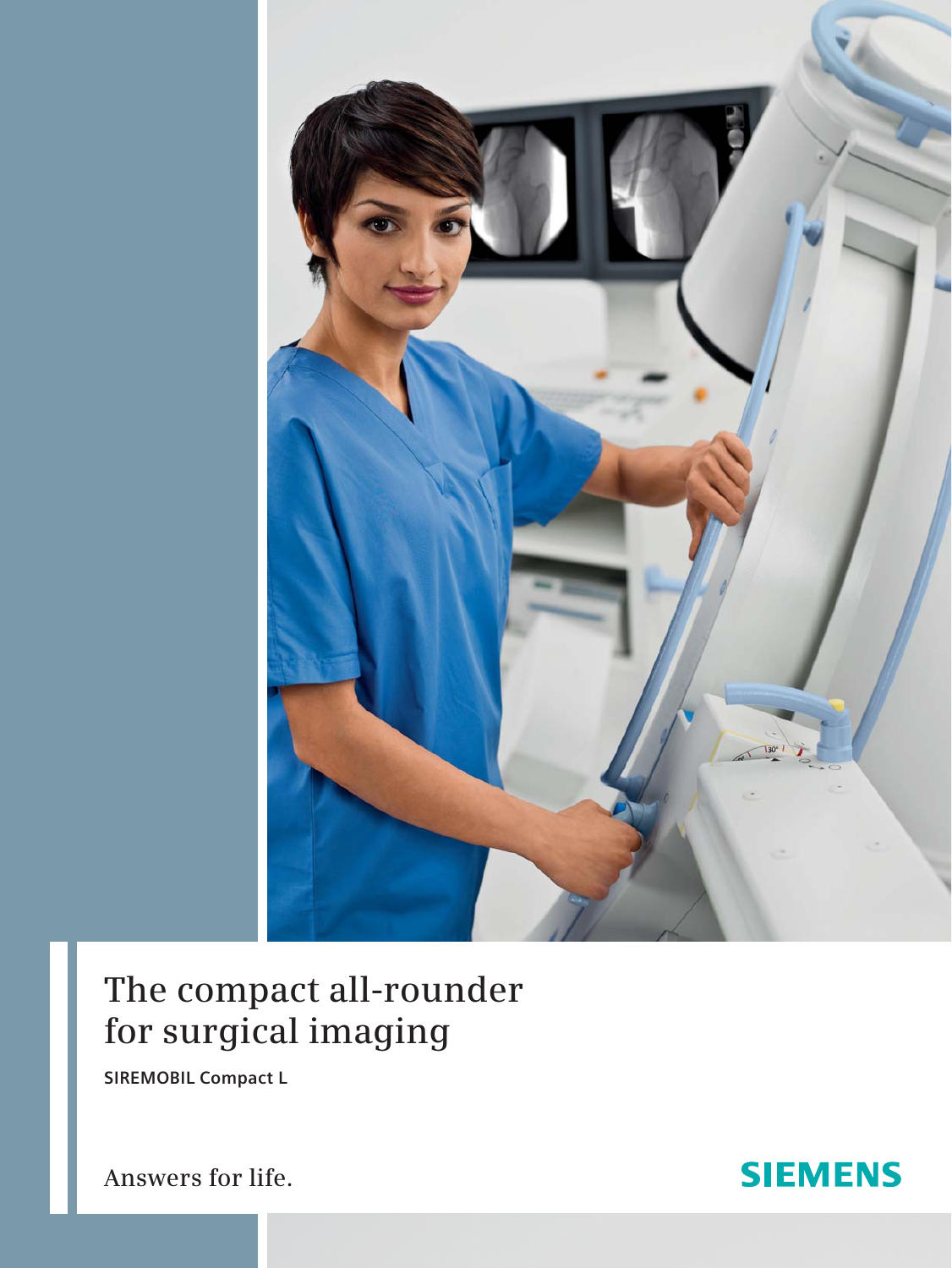# The compact all-rounder for surgical imaging

**SIREMOBIL Compact L**

Answers for life.

SIEMENS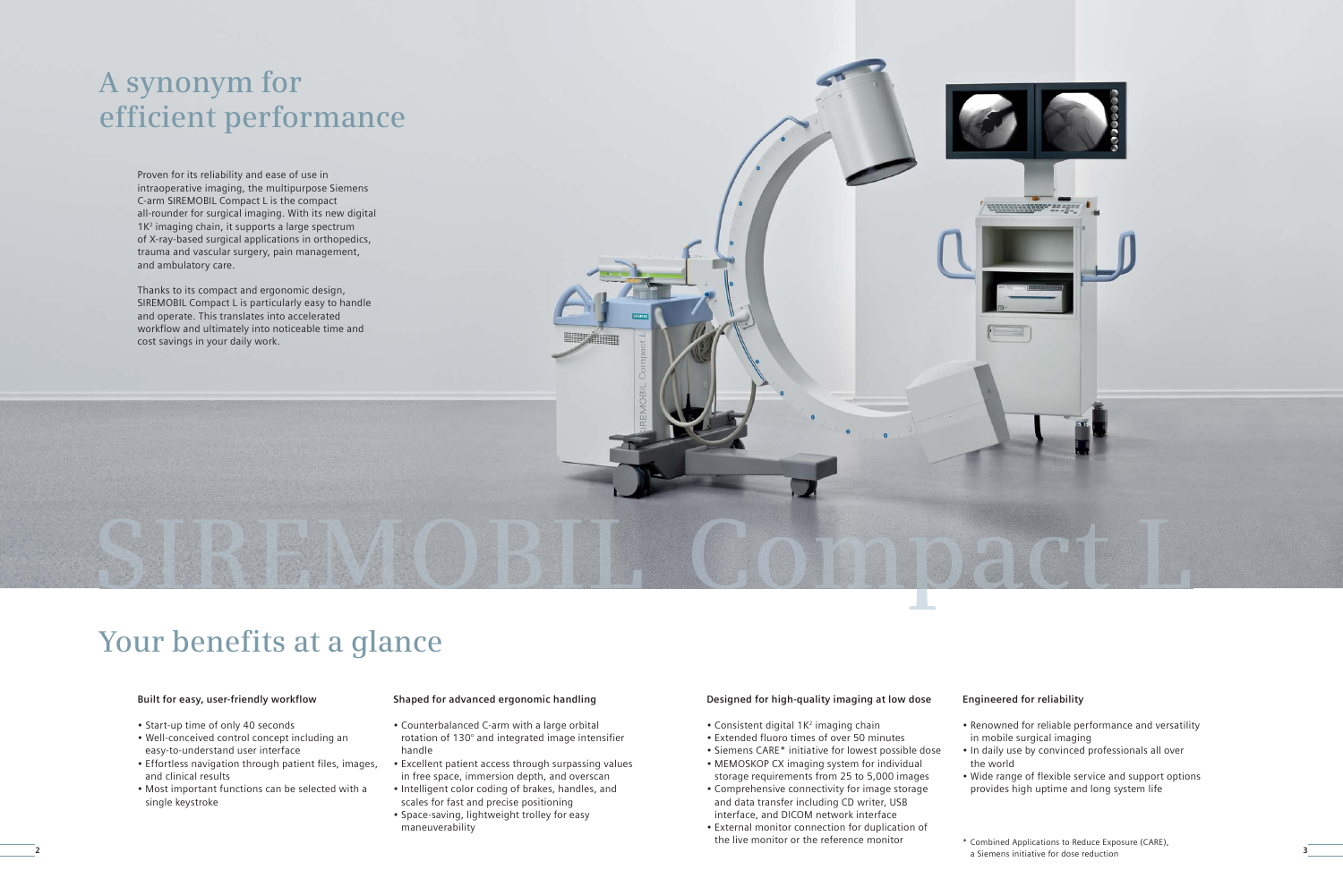# A synonym for efficient performance

Proven for its reliability and ease of use in intraoperative imaging, the multipurpose Siemens C-arm SIREMOBIL Compact L is the compact all-rounder for surgical imaging. With its new digital $1K^2$ imaging chain, it supports a large spectrum of X-ray-based surgical applications in orthopedics, trauma and vascular surgery, pain management, and ambulatory care.

Thanks to its compact and ergonomic design, SIREMOBIL Compact L is particularly easy to handle and operate. This translates into accelerated workflow and ultimately into noticeable time and cost savings in your daily work.

SIREMOBIL Compact L

# Your benefits at a glance

### Built for easy, user-friendly workflow

- Start-up time of only 40 seconds
- Well-conceived control concept including an easy-to-understand user interface
- Effortless navigation through patient files, images, and clinical results
- Most important functions can be selected with a single keystroke

### Shaped for advanced ergonomic handling

- Counterbalanced C-arm with a large orbital rotation of 130° and integrated image intensifier handle
- Excellent patient access through surpassing values in free space, immersion depth, and overscan
- Intelligent color coding of brakes, handles, and scales for fast and precise positioning
- Space-saving, lightweight trolley for easy maneuverability

### Designed for high-quality imaging at low dose

- Consistent digital $1K^2$ imaging chain
- Extended fluoro times of over 50 minutes
- Siemens CARE* initiative for lowest possible dose
- MEMOSKOP CX imaging system for individual storage requirements from 25 to 5,000 images
- Comprehensive connectivity for image storage and data transfer including CD writer, USB interface, and DICOM network interface
- External monitor connection for duplication of the live monitor or the reference monitor

### Engineered for reliability

- Renowned for reliable performance and versatility in mobile surgical imaging
- In daily use by convinced professionals all over the world
- Wide range of flexible service and support options provides high uptime and long system life

\* Combined Applications to Reduce Exposure (CARE), a Siemens initiative for dose reduction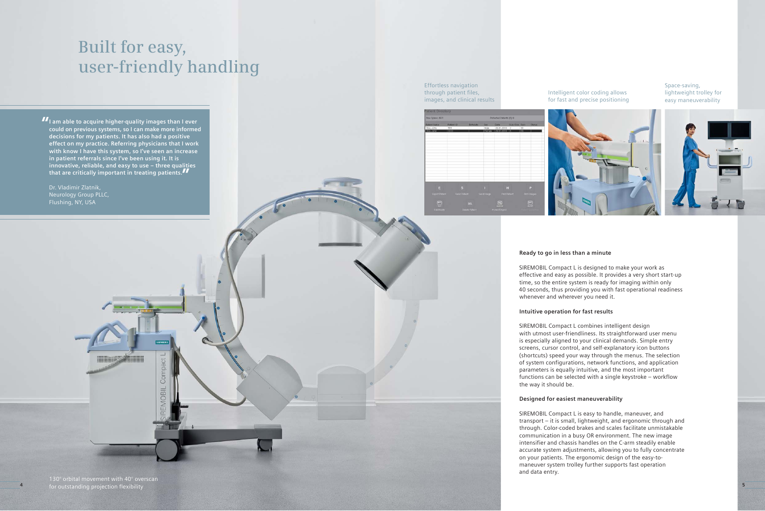# Built for easy, user-friendly handling

> "I am able to acquire higher-quality images than I ever could on previous systems, so I can make more informed decisions for my patients. It has also had a positive effect on my practice. Referring physicians that I work with know I have this system, so I've seen an increase in patient referrals since I've been using it. It is innovative, reliable, and easy to use – three qualities that are critically important in treating patients."

Dr. Vladimir Zlatnik,
Neurology Group PLLC,
Flushing, NY, USA

130° orbital movement with 40° overscan for outstanding projection flexibility

Effortless navigation through patient files, images, and clinical results

Intelligent color coding allows for fast and precise positioning

Space-saving, lightweight trolley for easy maneuverability

**Ready to go in less than a minute**

SIREMOBIL Compact L is designed to make your work as effective and easy as possible. It provides a very short start-up time, so the entire system is ready for imaging within only 40 seconds, thus providing you with fast operational readiness whenever and wherever you need it.

**Intuitive operation for fast results**

SIREMOBIL Compact L combines intelligent design with utmost user-friendliness. Its straightforward user menu is especially aligned to your clinical demands. Simple entry screens, cursor control, and self-explanatory icon buttons (shortcuts) speed your way through the menus. The selection of system configurations, network functions, and application parameters is equally intuitive, and the most important functions can be selected with a single keystroke – workflow the way it should be.

**Designed for easiest maneuverability**

SIREMOBIL Compact L is easy to handle, maneuver, and transport – it is small, lightweight, and ergonomic through and through. Color-coded brakes and scales facilitate unmistakable communication in a busy OR environment. The new image intensifier and chassis handles on the C-arm steadily enable accurate system adjustments, allowing you to fully concentrate on your patients. The ergonomic design of the easy-to-maneuver system trolley further supports fast operation and data entry.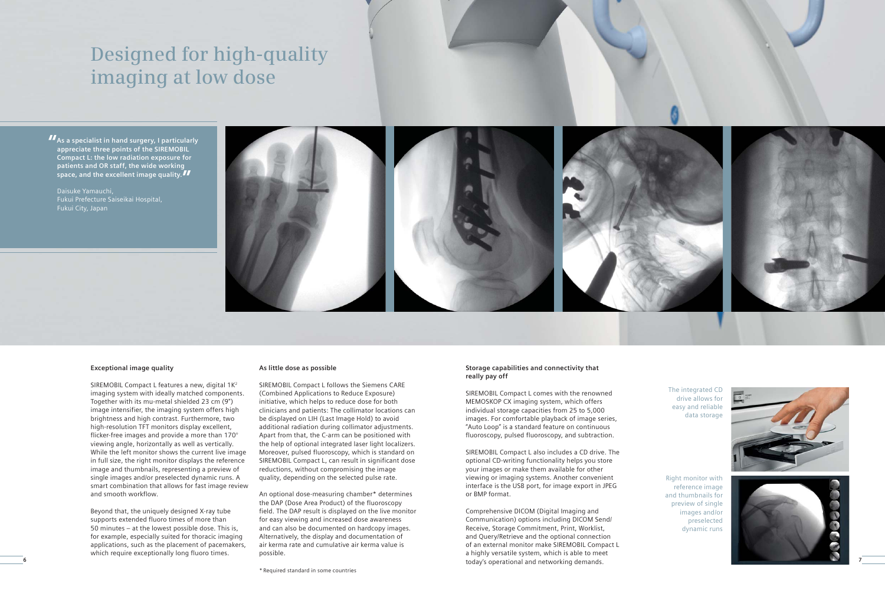# Designed for high-quality imaging at low dose

> "As a specialist in hand surgery, I particularly appreciate three points of the SIREMOBIL Compact L: the low radiation exposure for patients and OR staff, the wide working space, and the excellent image quality."
>
> Daisuke Yamauchi,
> Fukui Prefecture Saiseikai Hospital,
> Fukui City, Japan

### Exceptional image quality

SIREMOBIL Compact L features a new, digital $1K^2$ imaging system with ideally matched components. Together with its mu-metal shielded 23 cm (9") image intensifier, the imaging system offers high brightness and high contrast. Furthermore, two high-resolution TFT monitors display excellent, flicker-free images and provide a more than 170° viewing angle, horizontally as well as vertically. While the left monitor shows the current live image in full size, the right monitor displays the reference image and thumbnails, representing a preview of single images and/or preselected dynamic runs. A smart combination that allows for fast image review and smooth workflow.

Beyond that, the uniquely designed X-ray tube supports extended fluoro times of more than 50 minutes – at the lowest possible dose. This is, for example, especially suited for thoracic imaging applications, such as the placement of pacemakers, which require exceptionally long fluoro times.

### As little dose as possible

SIREMOBIL Compact L follows the Siemens CARE (Combined Applications to Reduce Exposure) initiative, which helps to reduce dose for both clinicians and patients: The collimator locations can be displayed on LIH (Last Image Hold) to avoid additional radiation during collimator adjustments. Apart from that, the C-arm can be positioned with the help of optional integrated laser light localizers. Moreover, pulsed fluoroscopy, which is standard on SIREMOBIL Compact L, can result in significant dose reductions, without compromising the image quality, depending on the selected pulse rate.

An optional dose-measuring chamber* determines the DAP (Dose Area Product) of the fluoroscopy field. The DAP result is displayed on the live monitor for easy viewing and increased dose awareness and can also be documented on hardcopy images. Alternatively, the display and documentation of air kerma rate and cumulative air kerma value is possible.

\* Required standard in some countries

### Storage capabilities and connectivity that really pay off

SIREMOBIL Compact L comes with the renowned MEMOSKOP CX imaging system, which offers individual storage capacities from 25 to 5,000 images. For comfortable playback of image series, "Auto Loop" is a standard feature on continuous fluoroscopy, pulsed fluoroscopy, and subtraction.

SIREMOBIL Compact L also includes a CD drive. The optional CD-writing functionality helps you store your images or make them available for other viewing or imaging systems. Another convenient interface is the USB port, for image export in JPEG or BMP format.

Comprehensive DICOM (Digital Imaging and Communication) options including DICOM Send/Receive, Storage Commitment, Print, Worklist, and Query/Retrieve and the optional connection of an external monitor make SIREMOBIL Compact L a highly versatile system, which is able to meet today's operational and networking demands.

The integrated CD drive allows for easy and reliable data storage

Right monitor with reference image and thumbnails for preview of single images and/or preselected dynamic runs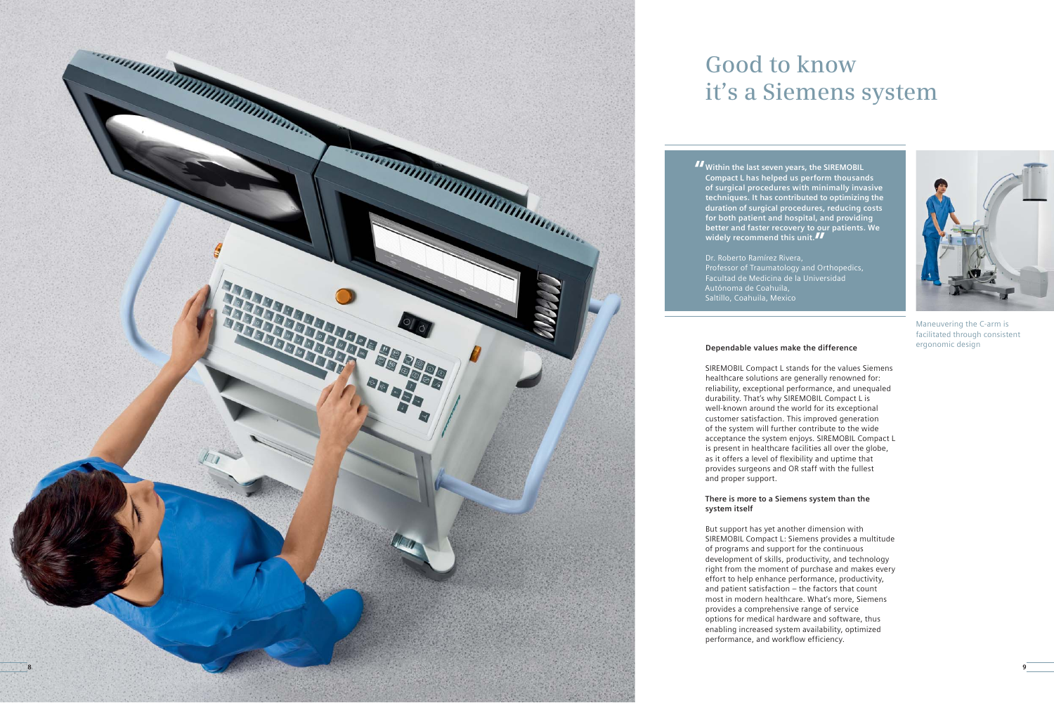# Good to know it's a Siemens system

> "Within the last seven years, the SIREMOBIL Compact L has helped us perform thousands of surgical procedures with minimally invasive techniques. It has contributed to optimizing the duration of surgical procedures, reducing costs for both patient and hospital, and providing better and faster recovery to our patients. We widely recommend this unit."
>
> Dr. Roberto Ramírez Rivera,
> Professor of Traumatology and Orthopedics,
> Facultad de Medicina de la Universidad Autónoma de Coahuila,
> Saltillo, Coahuila, Mexico

Maneuvering the C-arm is facilitated through consistent ergonomic design

**Dependable values make the difference**

SIREMOBIL Compact L stands for the values Siemens healthcare solutions are generally renowned for: reliability, exceptional performance, and unequaled durability. That's why SIREMOBIL Compact L is well-known around the world for its exceptional customer satisfaction. This improved generation of the system will further contribute to the wide acceptance the system enjoys. SIREMOBIL Compact L is present in healthcare facilities all over the globe, as it offers a level of flexibility and uptime that provides surgeons and OR staff with the fullest and proper support.

**There is more to a Siemens system than the system itself**

But support has yet another dimension with SIREMOBIL Compact L: Siemens provides a multitude of programs and support for the continuous development of skills, productivity, and technology right from the moment of purchase and makes every effort to help enhance performance, productivity, and patient satisfaction – the factors that count most in modern healthcare. What's more, Siemens provides a comprehensive range of service options for medical hardware and software, thus enabling increased system availability, optimized performance, and workflow efficiency.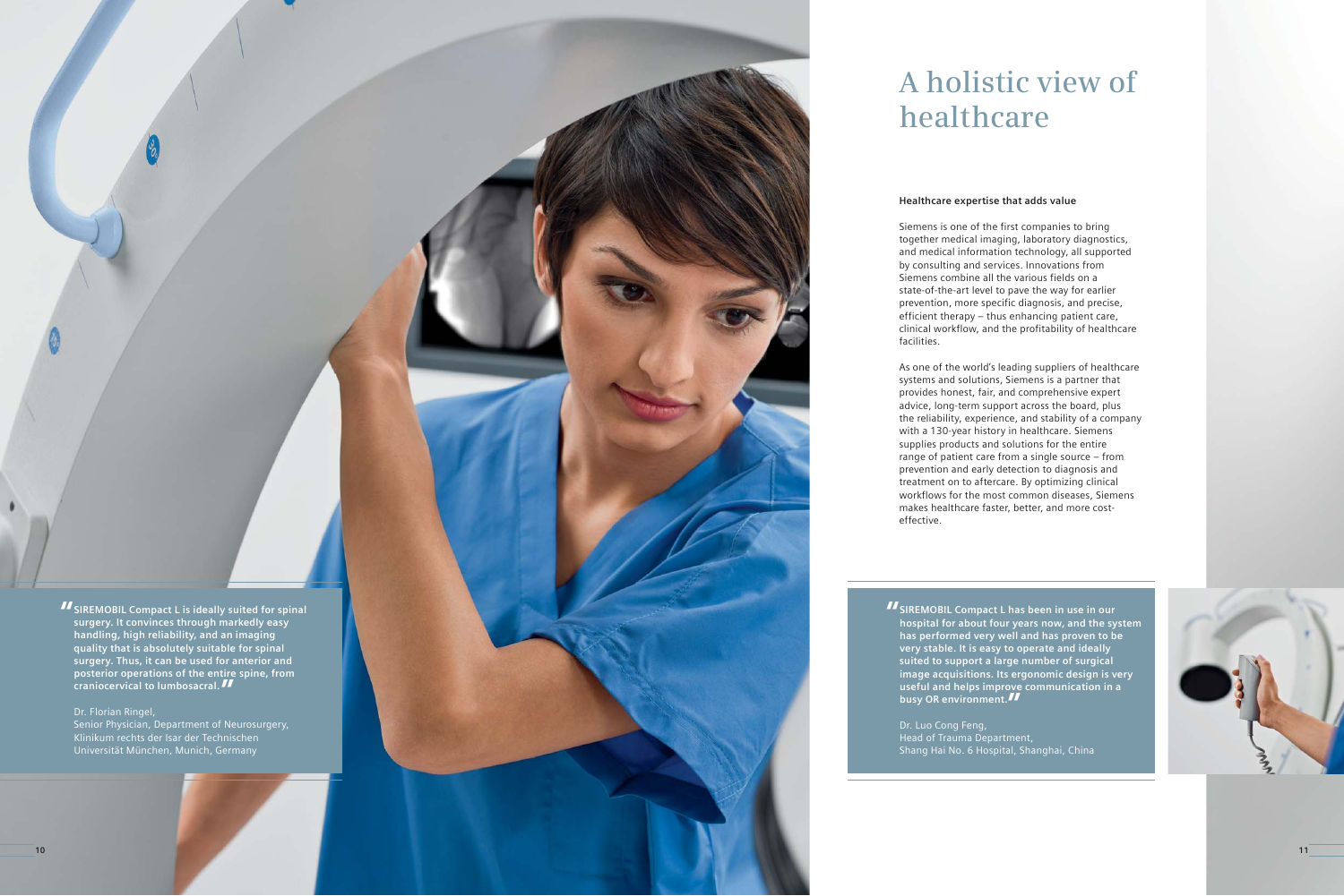# A holistic view of healthcare

**Healthcare expertise that adds value**

Siemens is one of the first companies to bring together medical imaging, laboratory diagnostics, and medical information technology, all supported by consulting and services. Innovations from Siemens combine all the various fields on a state-of-the-art level to pave the way for earlier prevention, more specific diagnosis, and precise, efficient therapy – thus enhancing patient care, clinical workflow, and the profitability of healthcare facilities.

As one of the world's leading suppliers of healthcare systems and solutions, Siemens is a partner that provides honest, fair, and comprehensive expert advice, long-term support across the board, plus the reliability, experience, and stability of a company with a 130-year history in healthcare. Siemens supplies products and solutions for the entire range of patient care from a single source – from prevention and early detection to diagnosis and treatment on to aftercare. By optimizing clinical workflows for the most common diseases, Siemens makes healthcare faster, better, and more cost-effective.

> **"SIREMOBIL Compact L is ideally suited for spinal surgery. It convinces through markedly easy handling, high reliability, and an imaging quality that is absolutely suitable for spinal surgery. Thus, it can be used for anterior and posterior operations of the entire spine, from craniocervical to lumbosacral."**
>
> Dr. Florian Ringel,
> Senior Physician, Department of Neurosurgery,
> Klinikum rechts der Isar der Technischen Universität München, Munich, Germany

> **"SIREMOBIL Compact L has been in use in our hospital for about four years now, and the system has performed very well and has proven to be very stable. It is easy to operate and ideally suited to support a large number of surgical image acquisitions. Its ergonomic design is very useful and helps improve communication in a busy OR environment."**
>
> Dr. Luo Cong Feng,
> Head of Trauma Department,
> Shang Hai No. 6 Hospital, Shanghai, China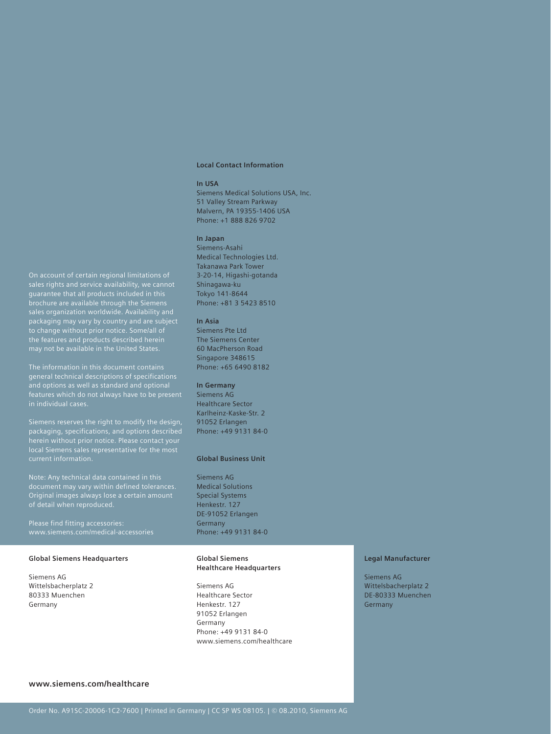On account of certain regional limitations of sales rights and service availability, we cannot guarantee that all products included in this brochure are available through the Siemens sales organization worldwide. Availability and packaging may vary by country and are subject to change without prior notice. Some/all of the features and products described herein may not be available in the United States.

The information in this document contains general technical descriptions of specifications and options as well as standard and optional features which do not always have to be present in individual cases.

Siemens reserves the right to modify the design, packaging, specifications, and options described herein without prior notice. Please contact your local Siemens sales representative for the most current information.

Note: Any technical data contained in this document may vary within defined tolerances. Original images always lose a certain amount of detail when reproduced.

Please find fitting accessories:
www.siemens.com/medical-accessories

**Local Contact Information**

**In USA**
Siemens Medical Solutions USA, Inc.
51 Valley Stream Parkway
Malvern, PA 19355-1406 USA
Phone: +1 888 826 9702

**In Japan**
Siemens-Asahi
Medical Technologies Ltd.
Takanawa Park Tower
3-20-14, Higashi-gotanda
Shinagawa-ku
Tokyo 141-8644
Phone: +81 3 5423 8510

**In Asia**
Siemens Pte Ltd
The Siemens Center
60 MacPherson Road
Singapore 348615
Phone: +65 6490 8182

**In Germany**
Siemens AG
Healthcare Sector
Karlheinz-Kaske-Str. 2
91052 Erlangen
Phone: +49 9131 84-0

**Global Business Unit**

Siemens AG
Medical Solutions
Special Systems
Henkestr. 127
DE-91052 Erlangen
Germany
Phone: +49 9131 84-0

**Global Siemens Headquarters**

Siemens AG
Wittelsbacherplatz 2
80333 Muenchen
Germany

**Global Siemens Healthcare Headquarters**

Siemens AG
Healthcare Sector
Henkestr. 127
91052 Erlangen
Germany
Phone: +49 9131 84-0
www.siemens.com/healthcare

**Legal Manufacturer**

Siemens AG
Wittelsbacherplatz 2
DE-80333 Muenchen
Germany

**www.siemens.com/healthcare**

Order No. A91SC-20006-1C2-7600 | Printed in Germany | CC SP WS 08105. | © 08.2010, Siemens AG